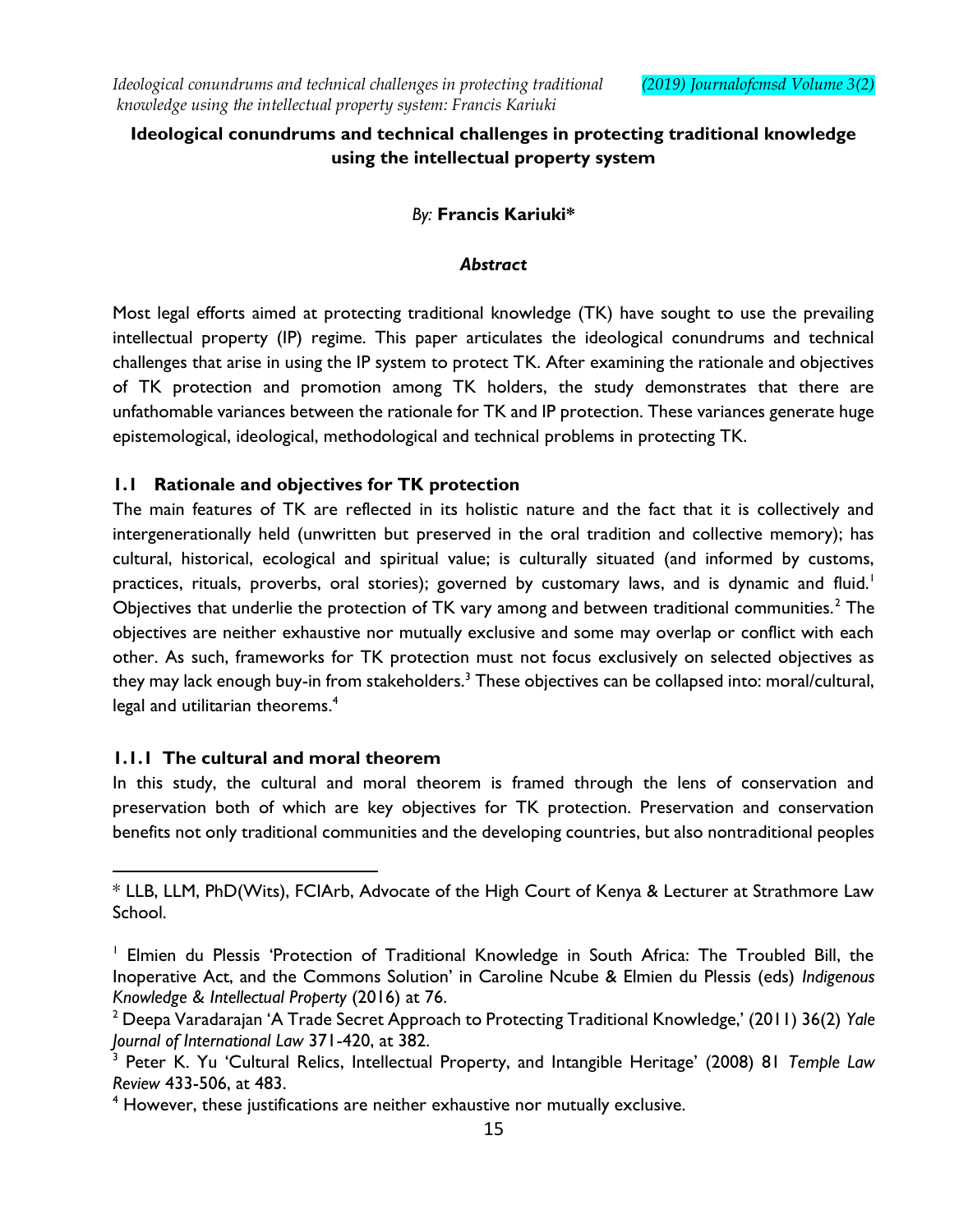# Ideological conundrums and technical challenges in protecting traditional knowledge using the intellectual property system

*By:* **Francis Kariuki***

### *Abstract*

Most legal efforts aimed at protecting traditional knowledge (TK) have sought to use the prevailing intellectual property (IP) regime. This paper articulates the ideological conundrums and technical challenges that arise in using the IP system to protect TK. After examining the rationale and objectives of TK protection and promotion among TK holders, the study demonstrates that there are unfathomable variances between the rationale for TK and IP protection. These variances generate huge epistemological, ideological, methodological and technical problems in protecting TK.

## 1.1 Rationale and objectives for TK protection

The main features of TK are reflected in its holistic nature and the fact that it is collectively and intergenerationally held (unwritten but preserved in the oral tradition and collective memory); has cultural, historical, ecological and spiritual value; is culturally situated (and informed by customs, practices, rituals, proverbs, oral stories); governed by customary laws, and is dynamic and fluid.[1] Objectives that underlie the protection of TK vary among and between traditional communities.[2] The objectives are neither exhaustive nor mutually exclusive and some may overlap or conflict with each other. As such, frameworks for TK protection must not focus exclusively on selected objectives as they may lack enough buy-in from stakeholders.[3] These objectives can be collapsed into: moral/cultural, legal and utilitarian theorems.[4]

### 1.1.1 The cultural and moral theorem

In this study, the cultural and moral theorem is framed through the lens of conservation and preservation both of which are key objectives for TK protection. Preservation and conservation benefits not only traditional communities and the developing countries, but also nontraditional peoples

---

\* LLB, LLM, PhD(Wits), FCIArb, Advocate of the High Court of Kenya & Lecturer at Strathmore Law School.

[1] Elmien du Plessis 'Protection of Traditional Knowledge in South Africa: The Troubled Bill, the Inoperative Act, and the Commons Solution' in Caroline Ncube & Elmien du Plessis (eds) *Indigenous Knowledge & Intellectual Property* (2016) at 76.

[2] Deepa Varadarajan 'A Trade Secret Approach to Protecting Traditional Knowledge,' (2011) 36(2) *Yale Journal of International Law* 371-420, at 382.

[3] Peter K. Yu 'Cultural Relics, Intellectual Property, and Intangible Heritage' (2008) 81 *Temple Law Review* 433-506, at 483.

[4] However, these justifications are neither exhaustive nor mutually exclusive.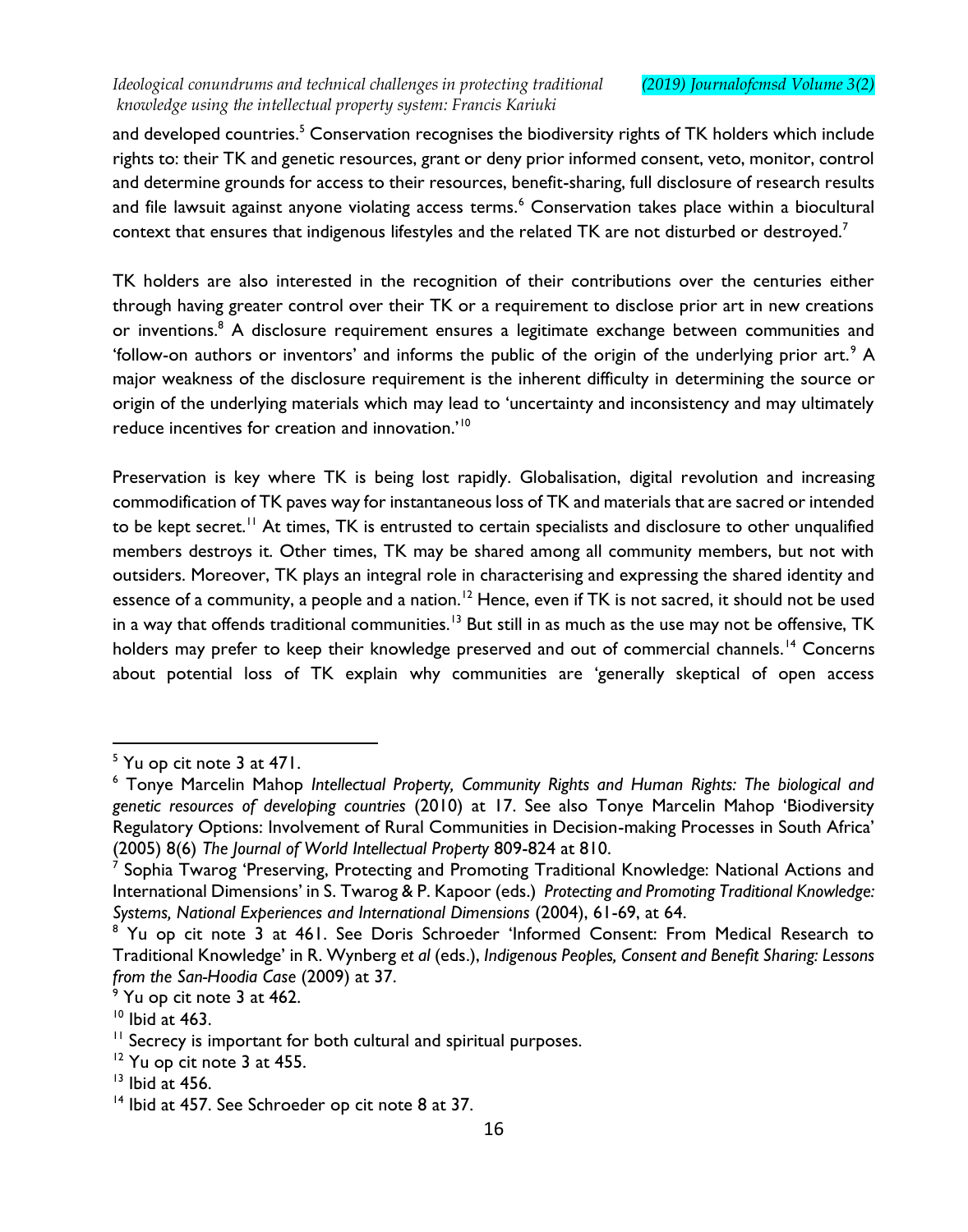and developed countries.[5] Conservation recognises the biodiversity rights of TK holders which include rights to: their TK and genetic resources, grant or deny prior informed consent, veto, monitor, control and determine grounds for access to their resources, benefit-sharing, full disclosure of research results and file lawsuit against anyone violating access terms.[6] Conservation takes place within a biocultural context that ensures that indigenous lifestyles and the related TK are not disturbed or destroyed.[7]

TK holders are also interested in the recognition of their contributions over the centuries either through having greater control over their TK or a requirement to disclose prior art in new creations or inventions.[8] A disclosure requirement ensures a legitimate exchange between communities and 'follow-on authors or inventors' and informs the public of the origin of the underlying prior art.[9] A major weakness of the disclosure requirement is the inherent difficulty in determining the source or origin of the underlying materials which may lead to 'uncertainty and inconsistency and may ultimately reduce incentives for creation and innovation.'[10]

Preservation is key where TK is being lost rapidly. Globalisation, digital revolution and increasing commodification of TK paves way for instantaneous loss of TK and materials that are sacred or intended to be kept secret.[11] At times, TK is entrusted to certain specialists and disclosure to other unqualified members destroys it. Other times, TK may be shared among all community members, but not with outsiders. Moreover, TK plays an integral role in characterising and expressing the shared identity and essence of a community, a people and a nation.[12] Hence, even if TK is not sacred, it should not be used in a way that offends traditional communities.[13] But still in as much as the use may not be offensive, TK holders may prefer to keep their knowledge preserved and out of commercial channels.[14] Concerns about potential loss of TK explain why communities are 'generally skeptical of open access

---

[5] Yu op cit note 3 at 471.

[6] Tonye Marcelin Mahop *Intellectual Property, Community Rights and Human Rights: The biological and genetic resources of developing countries* (2010) at 17. See also Tonye Marcelin Mahop 'Biodiversity Regulatory Options: Involvement of Rural Communities in Decision-making Processes in South Africa' (2005) 8(6) *The Journal of World Intellectual Property* 809-824 at 810.

[7] Sophia Twarog 'Preserving, Protecting and Promoting Traditional Knowledge: National Actions and International Dimensions' in S. Twarog & P. Kapoor (eds.) *Protecting and Promoting Traditional Knowledge: Systems, National Experiences and International Dimensions* (2004), 61-69, at 64.

[8] Yu op cit note 3 at 461. See Doris Schroeder 'Informed Consent: From Medical Research to Traditional Knowledge' in R. Wynberg *et al* (eds.), *Indigenous Peoples, Consent and Benefit Sharing: Lessons from the San-Hoodia Case* (2009) at 37.

[9] Yu op cit note 3 at 462.

[10] Ibid at 463.

[11] Secrecy is important for both cultural and spiritual purposes.

[12] Yu op cit note 3 at 455.

[13] Ibid at 456.

[14] Ibid at 457. See Schroeder op cit note 8 at 37.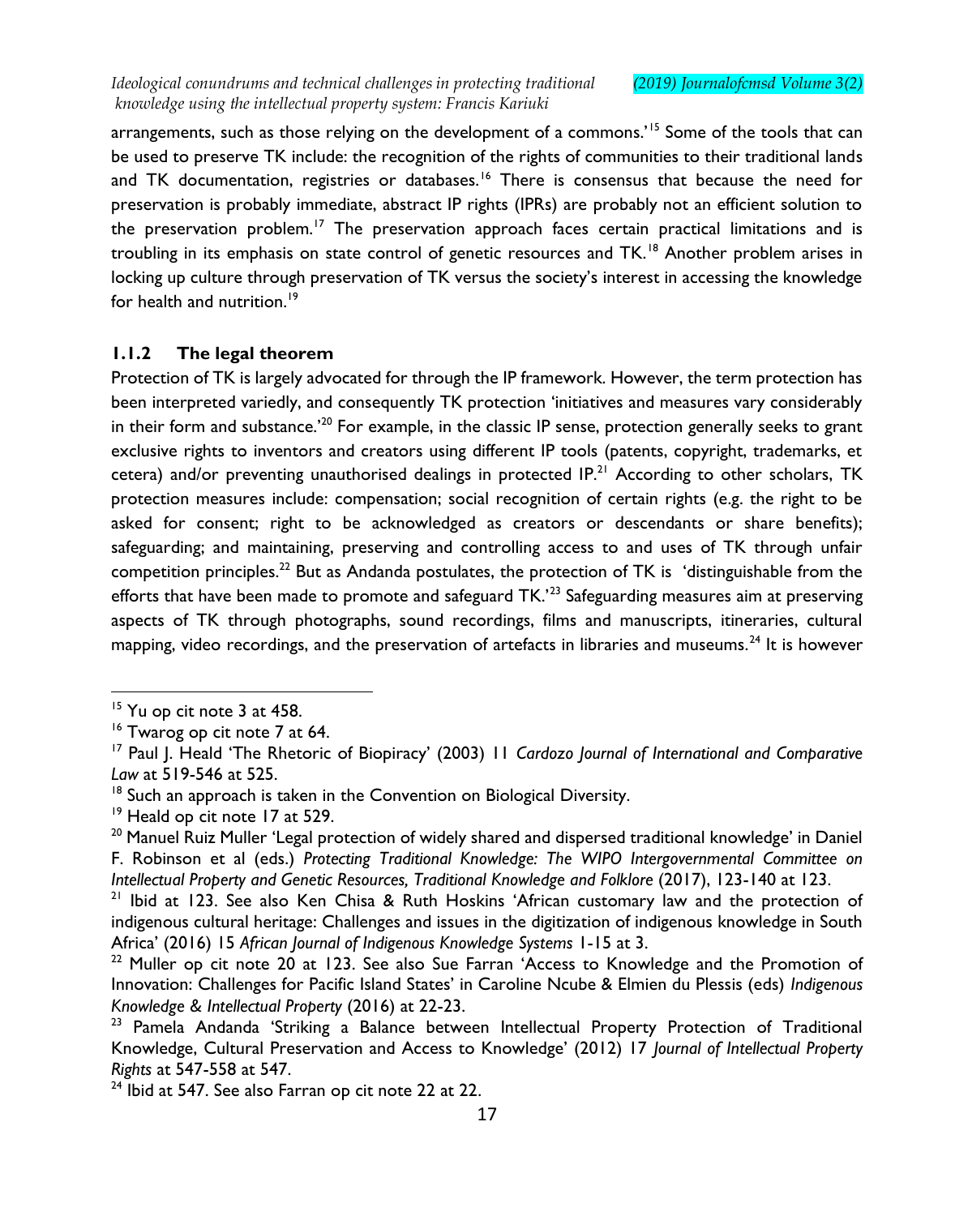arrangements, such as those relying on the development of a commons.'[15] Some of the tools that can be used to preserve TK include: the recognition of the rights of communities to their traditional lands and TK documentation, registries or databases.[16] There is consensus that because the need for preservation is probably immediate, abstract IP rights (IPRs) are probably not an efficient solution to the preservation problem.[17] The preservation approach faces certain practical limitations and is troubling in its emphasis on state control of genetic resources and TK.[18] Another problem arises in locking up culture through preservation of TK versus the society's interest in accessing the knowledge for health and nutrition.[19]

### 1.1.2 The legal theorem

Protection of TK is largely advocated for through the IP framework. However, the term protection has been interpreted variedly, and consequently TK protection 'initiatives and measures vary considerably in their form and substance.'[20] For example, in the classic IP sense, protection generally seeks to grant exclusive rights to inventors and creators using different IP tools (patents, copyright, trademarks, et cetera) and/or preventing unauthorised dealings in protected IP.[21] According to other scholars, TK protection measures include: compensation; social recognition of certain rights (e.g. the right to be asked for consent; right to be acknowledged as creators or descendants or share benefits); safeguarding; and maintaining, preserving and controlling access to and uses of TK through unfair competition principles.[22] But as Andanda postulates, the protection of TK is 'distinguishable from the efforts that have been made to promote and safeguard TK.'[23] Safeguarding measures aim at preserving aspects of TK through photographs, sound recordings, films and manuscripts, itineraries, cultural mapping, video recordings, and the preservation of artefacts in libraries and museums.[24] It is however

---

[15] Yu op cit note 3 at 458.

[16] Twarog op cit note 7 at 64.

[17] Paul J. Heald 'The Rhetoric of Biopiracy' (2003) 11 *Cardozo Journal of International and Comparative Law* at 519-546 at 525.

[18] Such an approach is taken in the Convention on Biological Diversity.

[19] Heald op cit note 17 at 529.

[20] Manuel Ruiz Muller 'Legal protection of widely shared and dispersed traditional knowledge' in Daniel F. Robinson et al (eds.) *Protecting Traditional Knowledge: The WIPO Intergovernmental Committee on Intellectual Property and Genetic Resources, Traditional Knowledge and Folklore* (2017), 123-140 at 123.

[21] Ibid at 123. See also Ken Chisa & Ruth Hoskins 'African customary law and the protection of indigenous cultural heritage: Challenges and issues in the digitization of indigenous knowledge in South Africa' (2016) 15 *African Journal of Indigenous Knowledge Systems* 1-15 at 3.

[22] Muller op cit note 20 at 123. See also Sue Farran 'Access to Knowledge and the Promotion of Innovation: Challenges for Pacific Island States' in Caroline Ncube & Elmien du Plessis (eds) *Indigenous Knowledge & Intellectual Property* (2016) at 22-23.

[23] Pamela Andanda 'Striking a Balance between Intellectual Property Protection of Traditional Knowledge, Cultural Preservation and Access to Knowledge' (2012) 17 *Journal of Intellectual Property Rights* at 547-558 at 547.

[24] Ibid at 547. See also Farran op cit note 22 at 22.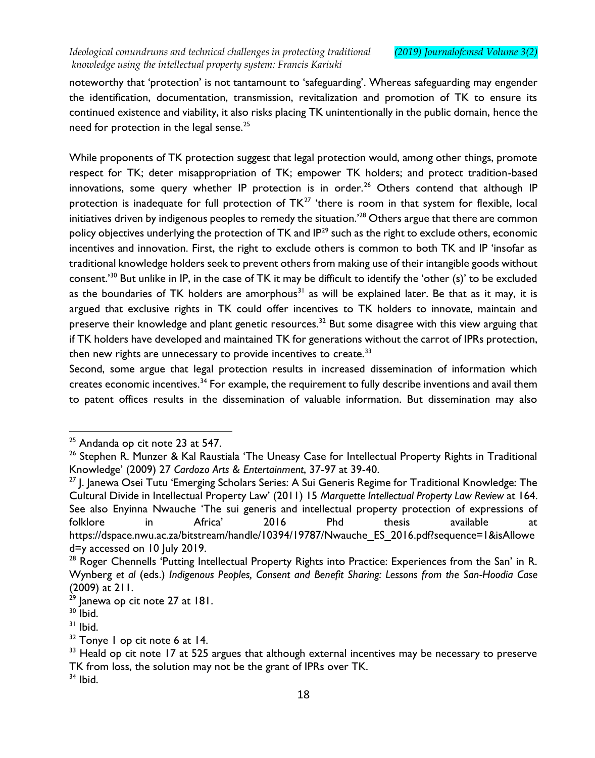noteworthy that 'protection' is not tantamount to 'safeguarding'. Whereas safeguarding may engender the identification, documentation, transmission, revitalization and promotion of TK to ensure its continued existence and viability, it also risks placing TK unintentionally in the public domain, hence the need for protection in the legal sense.[25]

While proponents of TK protection suggest that legal protection would, among other things, promote respect for TK; deter misappropriation of TK; empower TK holders; and protect tradition-based innovations, some query whether IP protection is in order.[26] Others contend that although IP protection is inadequate for full protection of TK[27] 'there is room in that system for flexible, local initiatives driven by indigenous peoples to remedy the situation.'[28] Others argue that there are common policy objectives underlying the protection of TK and IP[29] such as the right to exclude others, economic incentives and innovation. First, the right to exclude others is common to both TK and IP 'insofar as traditional knowledge holders seek to prevent others from making use of their intangible goods without consent.'[30] But unlike in IP, in the case of TK it may be difficult to identify the 'other (s)' to be excluded as the boundaries of TK holders are amorphous[31] as will be explained later. Be that as it may, it is argued that exclusive rights in TK could offer incentives to TK holders to innovate, maintain and preserve their knowledge and plant genetic resources.[32] But some disagree with this view arguing that if TK holders have developed and maintained TK for generations without the carrot of IPRs protection, then new rights are unnecessary to provide incentives to create.[33]

Second, some argue that legal protection results in increased dissemination of information which creates economic incentives.[34] For example, the requirement to fully describe inventions and avail them to patent offices results in the dissemination of valuable information. But dissemination may also

---

[25] Andanda op cit note 23 at 547.

[26] Stephen R. Munzer & Kal Raustiala 'The Uneasy Case for Intellectual Property Rights in Traditional Knowledge' (2009) 27 *Cardozo Arts & Entertainment*, 37-97 at 39-40.

[27] J. Janewa Osei Tutu 'Emerging Scholars Series: A Sui Generis Regime for Traditional Knowledge: The Cultural Divide in Intellectual Property Law' (2011) 15 *Marquette Intellectual Property Law Review* at 164. See also Enyinna Nwauche 'The sui generis and intellectual property protection of expressions of folklore in Africa' 2016 Phd thesis available at https://dspace.nwu.ac.za/bitstream/handle/10394/19787/Nwauche_ES_2016.pdf?sequence=1&isAllowed=y accessed on 10 July 2019.

[28] Roger Chennells 'Putting Intellectual Property Rights into Practice: Experiences from the San' in R. Wynberg *et al* (eds.) *Indigenous Peoples, Consent and Benefit Sharing: Lessons from the San-Hoodia Case* (2009) at 211.

[29] Janewa op cit note 27 at 181.

[30] Ibid.

[31] Ibid.

[32] Tonye I op cit note 6 at 14.

[33] Heald op cit note 17 at 525 argues that although external incentives may be necessary to preserve TK from loss, the solution may not be the grant of IPRs over TK.

[34] Ibid.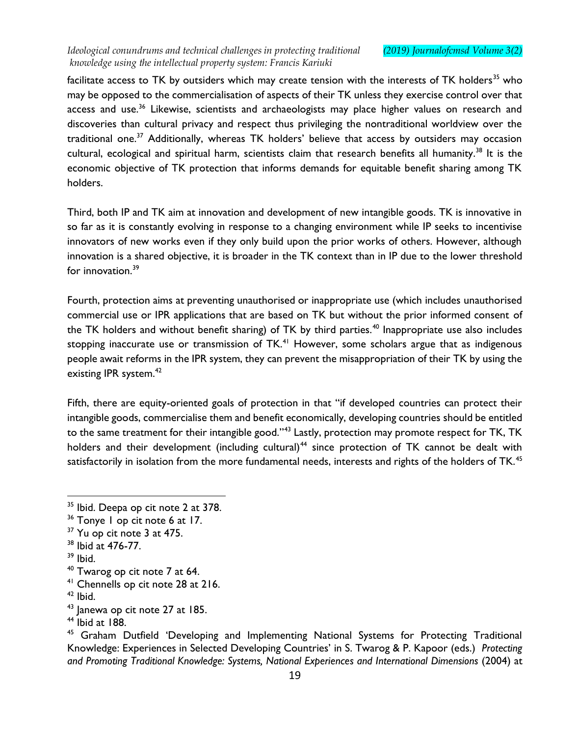facilitate access to TK by outsiders which may create tension with the interests of TK holders[35] who may be opposed to the commercialisation of aspects of their TK unless they exercise control over that access and use.[36] Likewise, scientists and archaeologists may place higher values on research and discoveries than cultural privacy and respect thus privileging the nontraditional worldview over the traditional one.[37] Additionally, whereas TK holders' believe that access by outsiders may occasion cultural, ecological and spiritual harm, scientists claim that research benefits all humanity.[38] It is the economic objective of TK protection that informs demands for equitable benefit sharing among TK holders.

Third, both IP and TK aim at innovation and development of new intangible goods. TK is innovative in so far as it is constantly evolving in response to a changing environment while IP seeks to incentivise innovators of new works even if they only build upon the prior works of others. However, although innovation is a shared objective, it is broader in the TK context than in IP due to the lower threshold for innovation.[39]

Fourth, protection aims at preventing unauthorised or inappropriate use (which includes unauthorised commercial use or IPR applications that are based on TK but without the prior informed consent of the TK holders and without benefit sharing) of TK by third parties.[40] Inappropriate use also includes stopping inaccurate use or transmission of TK.[41] However, some scholars argue that as indigenous people await reforms in the IPR system, they can prevent the misappropriation of their TK by using the existing IPR system.[42]

Fifth, there are equity-oriented goals of protection in that "if developed countries can protect their intangible goods, commercialise them and benefit economically, developing countries should be entitled to the same treatment for their intangible good."[43] Lastly, protection may promote respect for TK, TK holders and their development (including cultural)[44] since protection of TK cannot be dealt with satisfactorily in isolation from the more fundamental needs, interests and rights of the holders of TK.[45]

---

[35] Ibid. Deepa op cit note 2 at 378.

[36] Tonye I op cit note 6 at 17.

[37] Yu op cit note 3 at 475.

[38] Ibid at 476-77.

[39] Ibid.

[40] Twarog op cit note 7 at 64.

[41] Chennells op cit note 28 at 216.

[42] Ibid.

[43] Janewa op cit note 27 at 185.

[44] Ibid at 188.

[45] Graham Dutfield 'Developing and Implementing National Systems for Protecting Traditional Knowledge: Experiences in Selected Developing Countries' in S. Twarog & P. Kapoor (eds.) *Protecting and Promoting Traditional Knowledge: Systems, National Experiences and International Dimensions* (2004) at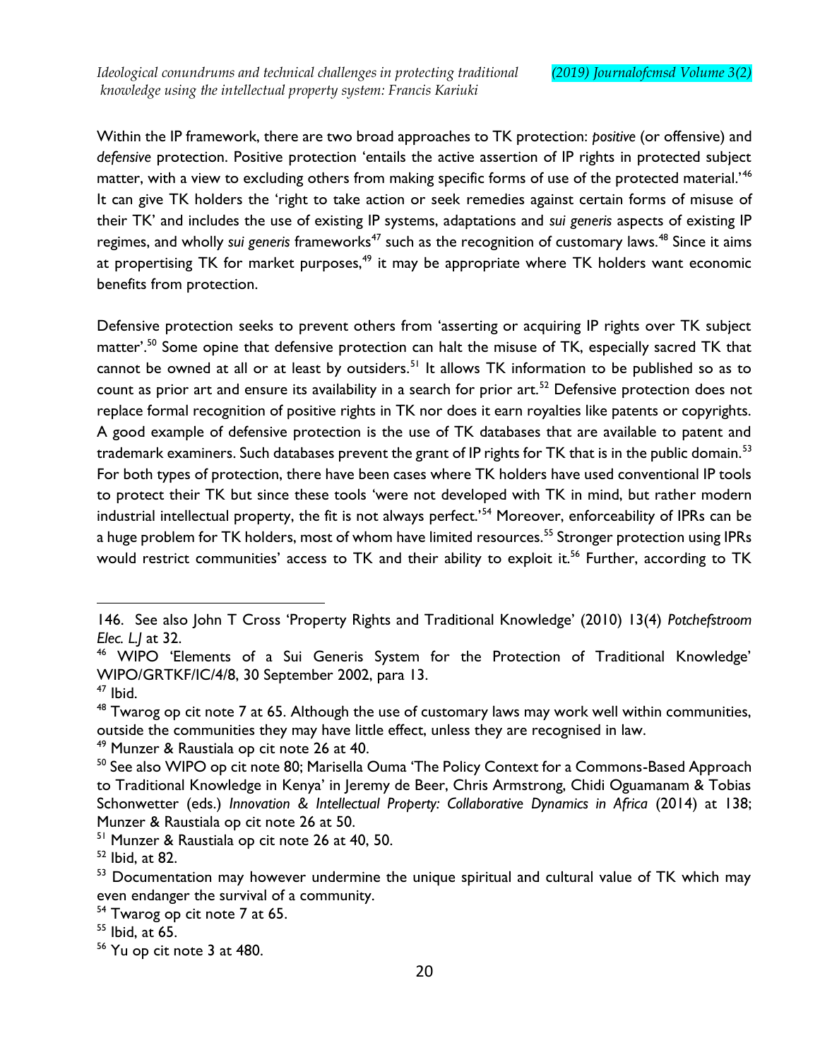Within the IP framework, there are two broad approaches to TK protection: *positive* (or offensive) and *defensive* protection. Positive protection 'entails the active assertion of IP rights in protected subject matter, with a view to excluding others from making specific forms of use of the protected material.'[46] It can give TK holders the 'right to take action or seek remedies against certain forms of misuse of their TK' and includes the use of existing IP systems, adaptations and *sui generis* aspects of existing IP regimes, and wholly *sui generis* frameworks[47] such as the recognition of customary laws.[48] Since it aims at propertising TK for market purposes,[49] it may be appropriate where TK holders want economic benefits from protection.

Defensive protection seeks to prevent others from 'asserting or acquiring IP rights over TK subject matter'.[50] Some opine that defensive protection can halt the misuse of TK, especially sacred TK that cannot be owned at all or at least by outsiders.[51] It allows TK information to be published so as to count as prior art and ensure its availability in a search for prior art.[52] Defensive protection does not replace formal recognition of positive rights in TK nor does it earn royalties like patents or copyrights. A good example of defensive protection is the use of TK databases that are available to patent and trademark examiners. Such databases prevent the grant of IP rights for TK that is in the public domain.[53] For both types of protection, there have been cases where TK holders have used conventional IP tools to protect their TK but since these tools 'were not developed with TK in mind, but rather modern industrial intellectual property, the fit is not always perfect.'[54] Moreover, enforceability of IPRs can be a huge problem for TK holders, most of whom have limited resources.[55] Stronger protection using IPRs would restrict communities' access to TK and their ability to exploit it.[56] Further, according to TK

---

146. See also John T Cross 'Property Rights and Traditional Knowledge' (2010) 13(4) *Potchefstroom Elec. L.J* at 32.

[46] WIPO 'Elements of a Sui Generis System for the Protection of Traditional Knowledge' WIPO/GRTKF/IC/4/8, 30 September 2002, para 13.

[47] Ibid.

[48] Twarog op cit note 7 at 65. Although the use of customary laws may work well within communities, outside the communities they may have little effect, unless they are recognised in law.

[49] Munzer & Raustiala op cit note 26 at 40.

[50] See also WIPO op cit note 80; Marisella Ouma 'The Policy Context for a Commons-Based Approach to Traditional Knowledge in Kenya' in Jeremy de Beer, Chris Armstrong, Chidi Oguamanam & Tobias Schonwetter (eds.) *Innovation & Intellectual Property: Collaborative Dynamics in Africa* (2014) at 138; Munzer & Raustiala op cit note 26 at 50.

[51] Munzer & Raustiala op cit note 26 at 40, 50.

[52] Ibid, at 82.

[53] Documentation may however undermine the unique spiritual and cultural value of TK which may even endanger the survival of a community.

[54] Twarog op cit note 7 at 65.

[55] Ibid, at 65.

[56] Yu op cit note 3 at 480.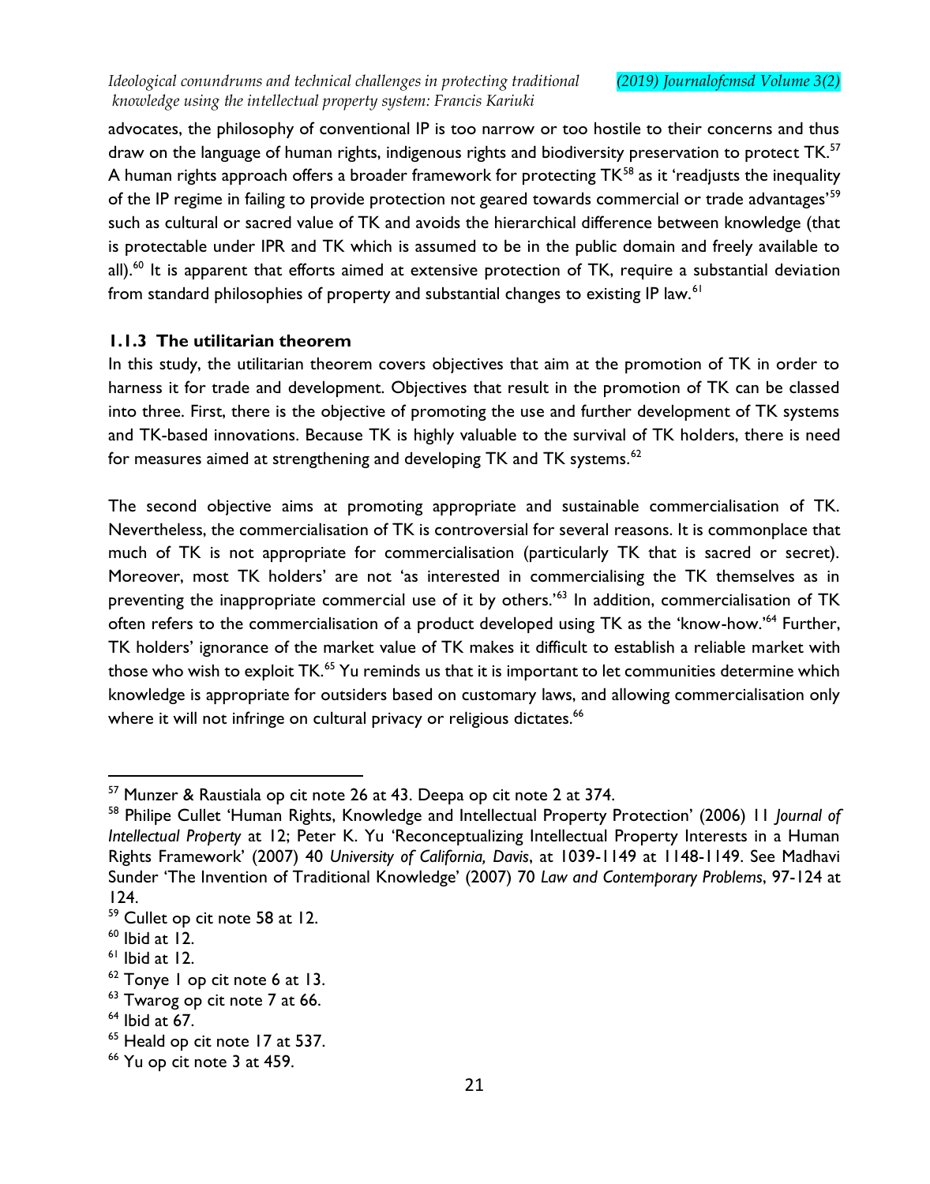advocates, the philosophy of conventional IP is too narrow or too hostile to their concerns and thus draw on the language of human rights, indigenous rights and biodiversity preservation to protect TK.[57] A human rights approach offers a broader framework for protecting TK[58] as it 'readjusts the inequality of the IP regime in failing to provide protection not geared towards commercial or trade advantages'[59] such as cultural or sacred value of TK and avoids the hierarchical difference between knowledge (that is protectable under IPR and TK which is assumed to be in the public domain and freely available to all).[60] It is apparent that efforts aimed at extensive protection of TK, require a substantial deviation from standard philosophies of property and substantial changes to existing IP law.[61]

### 1.1.3 The utilitarian theorem

In this study, the utilitarian theorem covers objectives that aim at the promotion of TK in order to harness it for trade and development. Objectives that result in the promotion of TK can be classed into three. First, there is the objective of promoting the use and further development of TK systems and TK-based innovations. Because TK is highly valuable to the survival of TK holders, there is need for measures aimed at strengthening and developing TK and TK systems.[62]

The second objective aims at promoting appropriate and sustainable commercialisation of TK. Nevertheless, the commercialisation of TK is controversial for several reasons. It is commonplace that much of TK is not appropriate for commercialisation (particularly TK that is sacred or secret). Moreover, most TK holders' are not 'as interested in commercialising the TK themselves as in preventing the inappropriate commercial use of it by others.'[63] In addition, commercialisation of TK often refers to the commercialisation of a product developed using TK as the 'know-how.'[64] Further, TK holders' ignorance of the market value of TK makes it difficult to establish a reliable market with those who wish to exploit TK.[65] Yu reminds us that it is important to let communities determine which knowledge is appropriate for outsiders based on customary laws, and allowing commercialisation only where it will not infringe on cultural privacy or religious dictates.[66]

---

[57] Munzer & Raustiala op cit note 26 at 43. Deepa op cit note 2 at 374.

[58] Philipe Cullet 'Human Rights, Knowledge and Intellectual Property Protection' (2006) 11 *Journal of Intellectual Property* at 12; Peter K. Yu 'Reconceptualizing Intellectual Property Interests in a Human Rights Framework' (2007) 40 *University of California, Davis*, at 1039-1149 at 1148-1149. See Madhavi Sunder 'The Invention of Traditional Knowledge' (2007) 70 *Law and Contemporary Problems*, 97-124 at 124.

[59] Cullet op cit note 58 at 12.

[60] Ibid at 12.

[61] Ibid at 12.

[62] Tonye I op cit note 6 at 13.

[63] Twarog op cit note 7 at 66.

[64] Ibid at 67.

[65] Heald op cit note 17 at 537.

[66] Yu op cit note 3 at 459.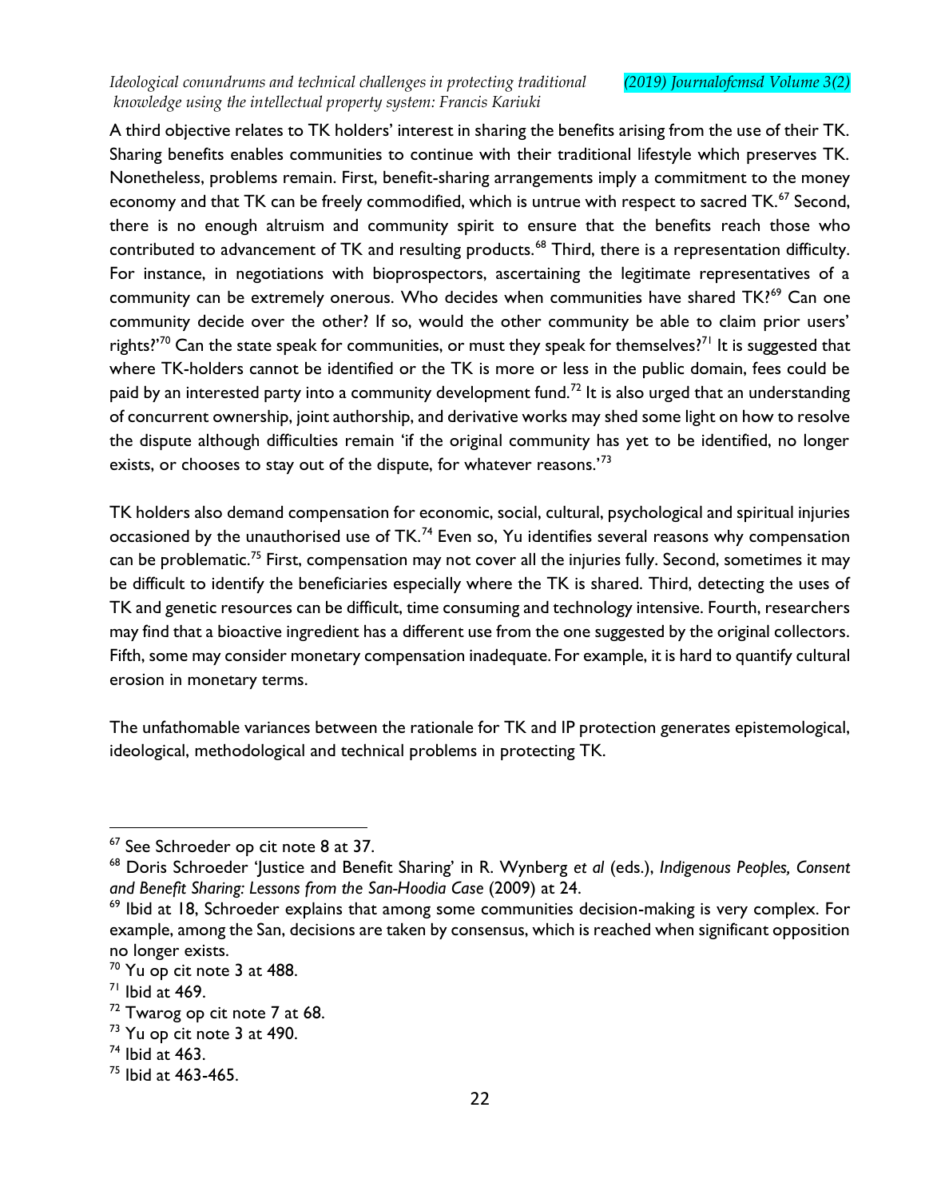A third objective relates to TK holders' interest in sharing the benefits arising from the use of their TK. Sharing benefits enables communities to continue with their traditional lifestyle which preserves TK. Nonetheless, problems remain. First, benefit-sharing arrangements imply a commitment to the money economy and that TK can be freely commodified, which is untrue with respect to sacred TK.[67] Second, there is no enough altruism and community spirit to ensure that the benefits reach those who contributed to advancement of TK and resulting products.[68] Third, there is a representation difficulty. For instance, in negotiations with bioprospectors, ascertaining the legitimate representatives of a community can be extremely onerous. Who decides when communities have shared TK?[69] Can one community decide over the other? If so, would the other community be able to claim prior users' rights?'[70] Can the state speak for communities, or must they speak for themselves?[71] It is suggested that where TK-holders cannot be identified or the TK is more or less in the public domain, fees could be paid by an interested party into a community development fund.[72] It is also urged that an understanding of concurrent ownership, joint authorship, and derivative works may shed some light on how to resolve the dispute although difficulties remain 'if the original community has yet to be identified, no longer exists, or chooses to stay out of the dispute, for whatever reasons.'[73]

TK holders also demand compensation for economic, social, cultural, psychological and spiritual injuries occasioned by the unauthorised use of TK.[74] Even so, Yu identifies several reasons why compensation can be problematic.[75] First, compensation may not cover all the injuries fully. Second, sometimes it may be difficult to identify the beneficiaries especially where the TK is shared. Third, detecting the uses of TK and genetic resources can be difficult, time consuming and technology intensive. Fourth, researchers may find that a bioactive ingredient has a different use from the one suggested by the original collectors. Fifth, some may consider monetary compensation inadequate. For example, it is hard to quantify cultural erosion in monetary terms.

The unfathomable variances between the rationale for TK and IP protection generates epistemological, ideological, methodological and technical problems in protecting TK.

---

[67] See Schroeder op cit note 8 at 37.

[68] Doris Schroeder 'Justice and Benefit Sharing' in R. Wynberg *et al* (eds.), *Indigenous Peoples, Consent and Benefit Sharing: Lessons from the San-Hoodia Case* (2009) at 24.

[69] Ibid at 18, Schroeder explains that among some communities decision-making is very complex. For example, among the San, decisions are taken by consensus, which is reached when significant opposition no longer exists.

[70] Yu op cit note 3 at 488.

[71] Ibid at 469.

[72] Twarog op cit note 7 at 68.

[73] Yu op cit note 3 at 490.

[74] Ibid at 463.

[75] Ibid at 463-465.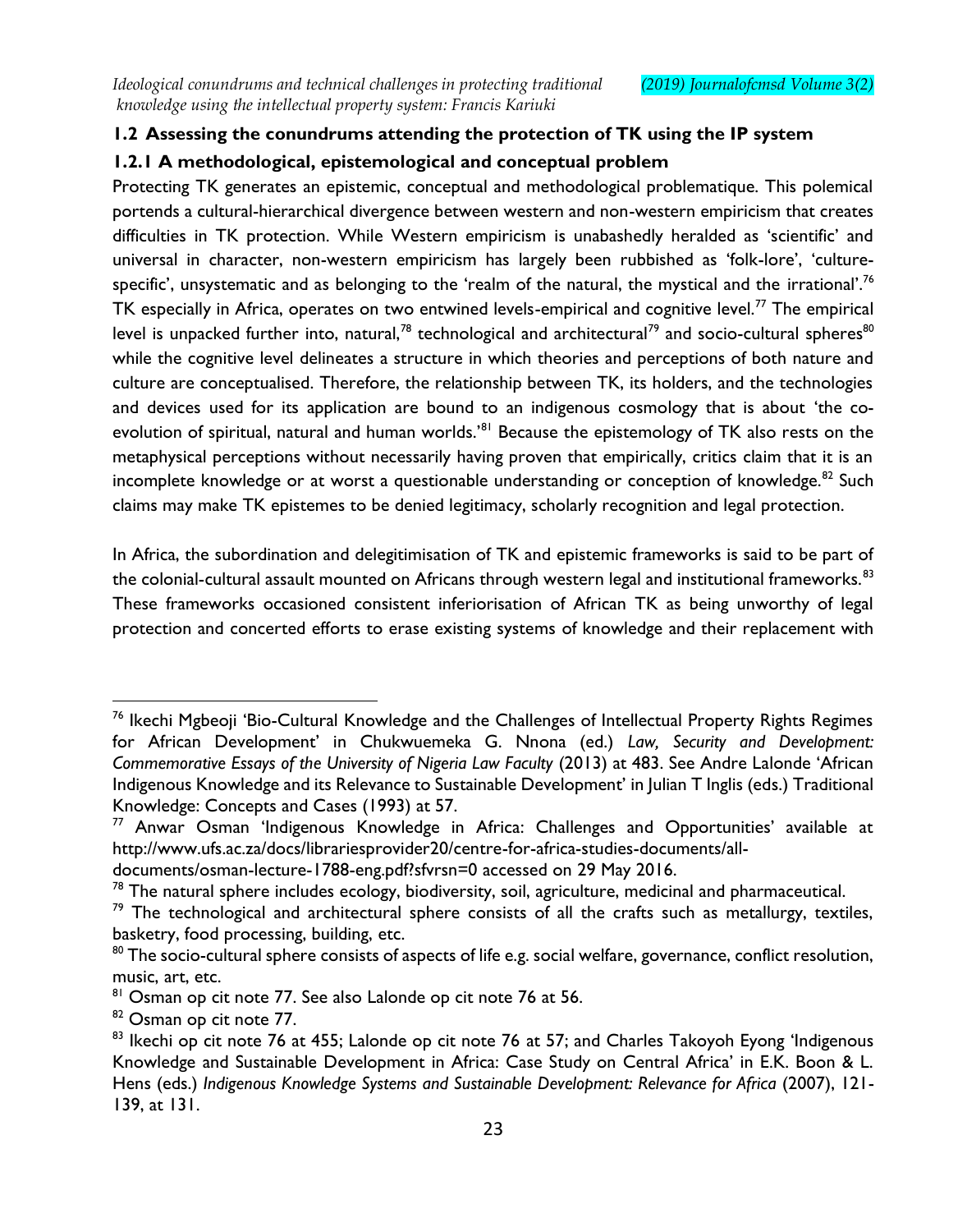### 1.2 Assessing the conundrums attending the protection of TK using the IP system

#### 1.2.1 A methodological, epistemological and conceptual problem

Protecting TK generates an epistemic, conceptual and methodological problematique. This polemical portends a cultural-hierarchical divergence between western and non-western empiricism that creates difficulties in TK protection. While Western empiricism is unabashedly heralded as 'scientific' and universal in character, non-western empiricism has largely been rubbished as 'folk-lore', 'culture-specific', unsystematic and as belonging to the 'realm of the natural, the mystical and the irrational'.[76] TK especially in Africa, operates on two entwined levels-empirical and cognitive level.[77] The empirical level is unpacked further into, natural,[78] technological and architectural[79] and socio-cultural spheres[80] while the cognitive level delineates a structure in which theories and perceptions of both nature and culture are conceptualised. Therefore, the relationship between TK, its holders, and the technologies and devices used for its application are bound to an indigenous cosmology that is about 'the co-evolution of spiritual, natural and human worlds.'[81] Because the epistemology of TK also rests on the metaphysical perceptions without necessarily having proven that empirically, critics claim that it is an incomplete knowledge or at worst a questionable understanding or conception of knowledge.[82] Such claims may make TK epistemes to be denied legitimacy, scholarly recognition and legal protection.

In Africa, the subordination and delegitimisation of TK and epistemic frameworks is said to be part of the colonial-cultural assault mounted on Africans through western legal and institutional frameworks.[83] These frameworks occasioned consistent inferiorisation of African TK as being unworthy of legal protection and concerted efforts to erase existing systems of knowledge and their replacement with

---

[76] Ikechi Mgbeoji 'Bio-Cultural Knowledge and the Challenges of Intellectual Property Rights Regimes for African Development' in Chukwuemeka G. Nnona (ed.) *Law, Security and Development: Commemorative Essays of the University of Nigeria Law Faculty* (2013) at 483. See Andre Lalonde 'African Indigenous Knowledge and its Relevance to Sustainable Development' in Julian T Inglis (eds.) Traditional Knowledge: Concepts and Cases (1993) at 57.

[77] Anwar Osman 'Indigenous Knowledge in Africa: Challenges and Opportunities' available at http://www.ufs.ac.za/docs/librariesprovider20/centre-for-africa-studies-documents/all-documents/osman-lecture-1788-eng.pdf?sfvrsn=0 accessed on 29 May 2016.

[78] The natural sphere includes ecology, biodiversity, soil, agriculture, medicinal and pharmaceutical.

[79] The technological and architectural sphere consists of all the crafts such as metallurgy, textiles, basketry, food processing, building, etc.

[80] The socio-cultural sphere consists of aspects of life e.g. social welfare, governance, conflict resolution, music, art, etc.

[81] Osman op cit note 77. See also Lalonde op cit note 76 at 56.

[82] Osman op cit note 77.

[83] Ikechi op cit note 76 at 455; Lalonde op cit note 76 at 57; and Charles Takoyoh Eyong 'Indigenous Knowledge and Sustainable Development in Africa: Case Study on Central Africa' in E.K. Boon & L. Hens (eds.) *Indigenous Knowledge Systems and Sustainable Development: Relevance for Africa* (2007), 121-139, at 131.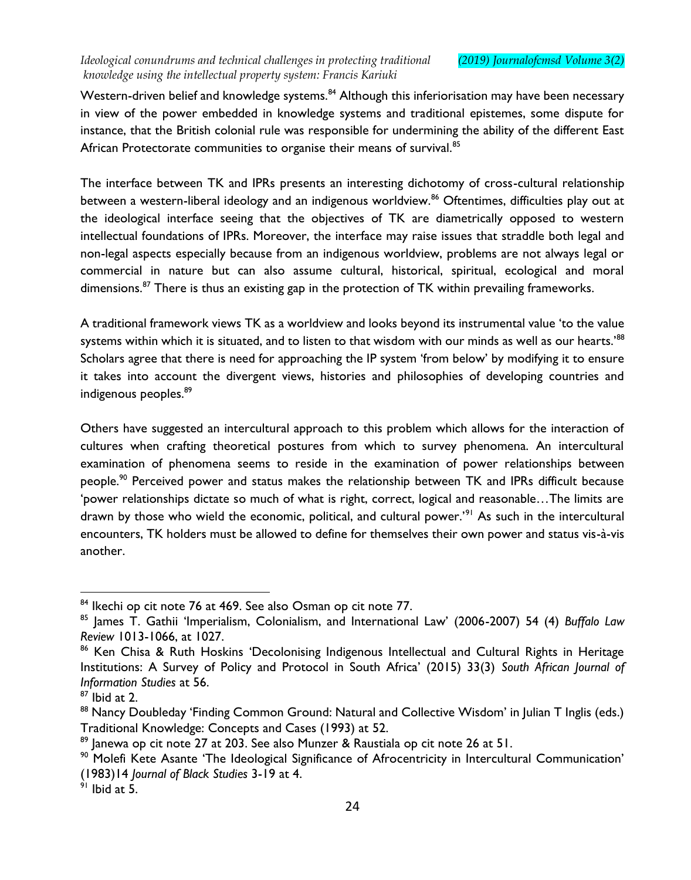Western-driven belief and knowledge systems.[84] Although this inferiorisation may have been necessary in view of the power embedded in knowledge systems and traditional epistemes, some dispute for instance, that the British colonial rule was responsible for undermining the ability of the different East African Protectorate communities to organise their means of survival.[85]

The interface between TK and IPRs presents an interesting dichotomy of cross-cultural relationship between a western-liberal ideology and an indigenous worldview.[86] Oftentimes, difficulties play out at the ideological interface seeing that the objectives of TK are diametrically opposed to western intellectual foundations of IPRs. Moreover, the interface may raise issues that straddle both legal and non-legal aspects especially because from an indigenous worldview, problems are not always legal or commercial in nature but can also assume cultural, historical, spiritual, ecological and moral dimensions.[87] There is thus an existing gap in the protection of TK within prevailing frameworks.

A traditional framework views TK as a worldview and looks beyond its instrumental value 'to the value systems within which it is situated, and to listen to that wisdom with our minds as well as our hearts.'[88] Scholars agree that there is need for approaching the IP system 'from below' by modifying it to ensure it takes into account the divergent views, histories and philosophies of developing countries and indigenous peoples.[89]

Others have suggested an intercultural approach to this problem which allows for the interaction of cultures when crafting theoretical postures from which to survey phenomena. An intercultural examination of phenomena seems to reside in the examination of power relationships between people.[90] Perceived power and status makes the relationship between TK and IPRs difficult because 'power relationships dictate so much of what is right, correct, logical and reasonable…The limits are drawn by those who wield the economic, political, and cultural power.'[91] As such in the intercultural encounters, TK holders must be allowed to define for themselves their own power and status vis-à-vis another.

---

[84] Ikechi op cit note 76 at 469. See also Osman op cit note 77.

[85] James T. Gathii 'Imperialism, Colonialism, and International Law' (2006-2007) 54 (4) *Buffalo Law Review* 1013-1066, at 1027.

[86] Ken Chisa & Ruth Hoskins 'Decolonising Indigenous Intellectual and Cultural Rights in Heritage Institutions: A Survey of Policy and Protocol in South Africa' (2015) 33(3) *South African Journal of Information Studies* at 56.

[87] Ibid at 2.

[88] Nancy Doubleday 'Finding Common Ground: Natural and Collective Wisdom' in Julian T Inglis (eds.) Traditional Knowledge: Concepts and Cases (1993) at 52.

[89] Janewa op cit note 27 at 203. See also Munzer & Raustiala op cit note 26 at 51.

[90] Molefi Kete Asante 'The Ideological Significance of Afrocentricity in Intercultural Communication' (1983)14 *Journal of Black Studies* 3-19 at 4.

[91] Ibid at 5.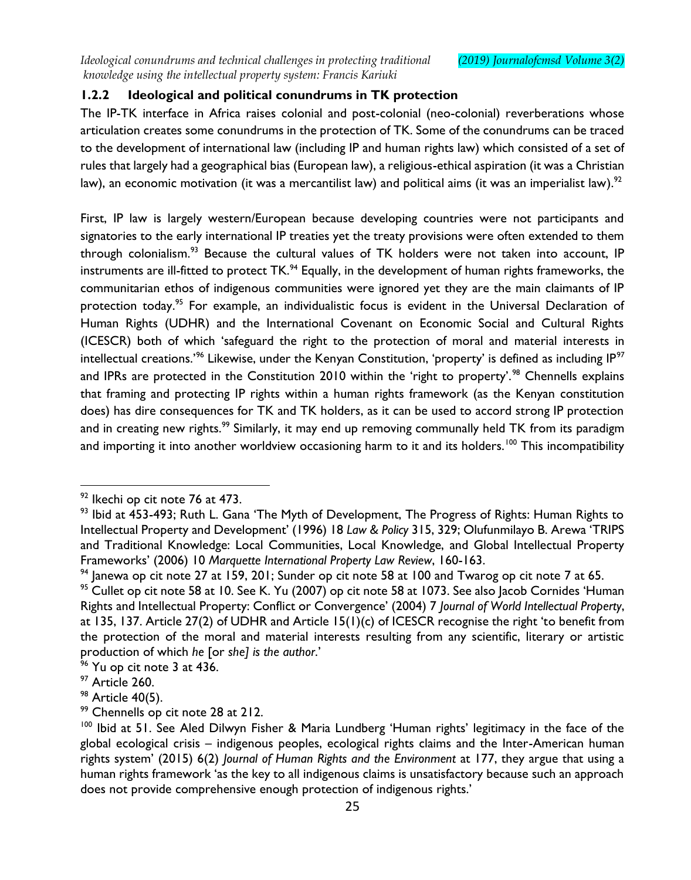### 1.2.2 Ideological and political conundrums in TK protection

The IP-TK interface in Africa raises colonial and post-colonial (neo-colonial) reverberations whose articulation creates some conundrums in the protection of TK. Some of the conundrums can be traced to the development of international law (including IP and human rights law) which consisted of a set of rules that largely had a geographical bias (European law), a religious-ethical aspiration (it was a Christian law), an economic motivation (it was a mercantilist law) and political aims (it was an imperialist law).[92]

First, IP law is largely western/European because developing countries were not participants and signatories to the early international IP treaties yet the treaty provisions were often extended to them through colonialism.[93] Because the cultural values of TK holders were not taken into account, IP instruments are ill-fitted to protect TK.[94] Equally, in the development of human rights frameworks, the communitarian ethos of indigenous communities were ignored yet they are the main claimants of IP protection today.[95] For example, an individualistic focus is evident in the Universal Declaration of Human Rights (UDHR) and the International Covenant on Economic Social and Cultural Rights (ICESCR) both of which 'safeguard the right to the protection of moral and material interests in intellectual creations.'[96] Likewise, under the Kenyan Constitution, 'property' is defined as including IP[97] and IPRs are protected in the Constitution 2010 within the 'right to property'.[98] Chennells explains that framing and protecting IP rights within a human rights framework (as the Kenyan constitution does) has dire consequences for TK and TK holders, as it can be used to accord strong IP protection and in creating new rights.[99] Similarly, it may end up removing communally held TK from its paradigm and importing it into another worldview occasioning harm to it and its holders.[100] This incompatibility

---

[92] Ikechi op cit note 76 at 473.

[93] Ibid at 453-493; Ruth L. Gana 'The Myth of Development, The Progress of Rights: Human Rights to Intellectual Property and Development' (1996) 18 *Law & Policy* 315, 329; Olufunmilayo B. Arewa 'TRIPS and Traditional Knowledge: Local Communities, Local Knowledge, and Global Intellectual Property Frameworks' (2006) 10 *Marquette International Property Law Review*, 160-163.

[94] Janewa op cit note 27 at 159, 201; Sunder op cit note 58 at 100 and Twarog op cit note 7 at 65.

[95] Cullet op cit note 58 at 10. See K. Yu (2007) op cit note 58 at 1073. See also Jacob Cornides 'Human Rights and Intellectual Property: Conflict or Convergence' (2004) 7 *Journal of World Intellectual Property*, at 135, 137. Article 27(2) of UDHR and Article 15(1)(c) of ICESCR recognise the right 'to benefit from the protection of the moral and material interests resulting from any scientific, literary or artistic production of which *he* [or *she*] *is the author*.'

[96] Yu op cit note 3 at 436.

[97] Article 260.

[98] Article 40(5).

[99] Chennells op cit note 28 at 212.

[100] Ibid at 51. See Aled Dilwyn Fisher & Maria Lundberg 'Human rights' legitimacy in the face of the global ecological crisis – indigenous peoples, ecological rights claims and the Inter-American human rights system' (2015) 6(2) *Journal of Human Rights and the Environment* at 177, they argue that using a human rights framework 'as the key to all indigenous claims is unsatisfactory because such an approach does not provide comprehensive enough protection of indigenous rights.'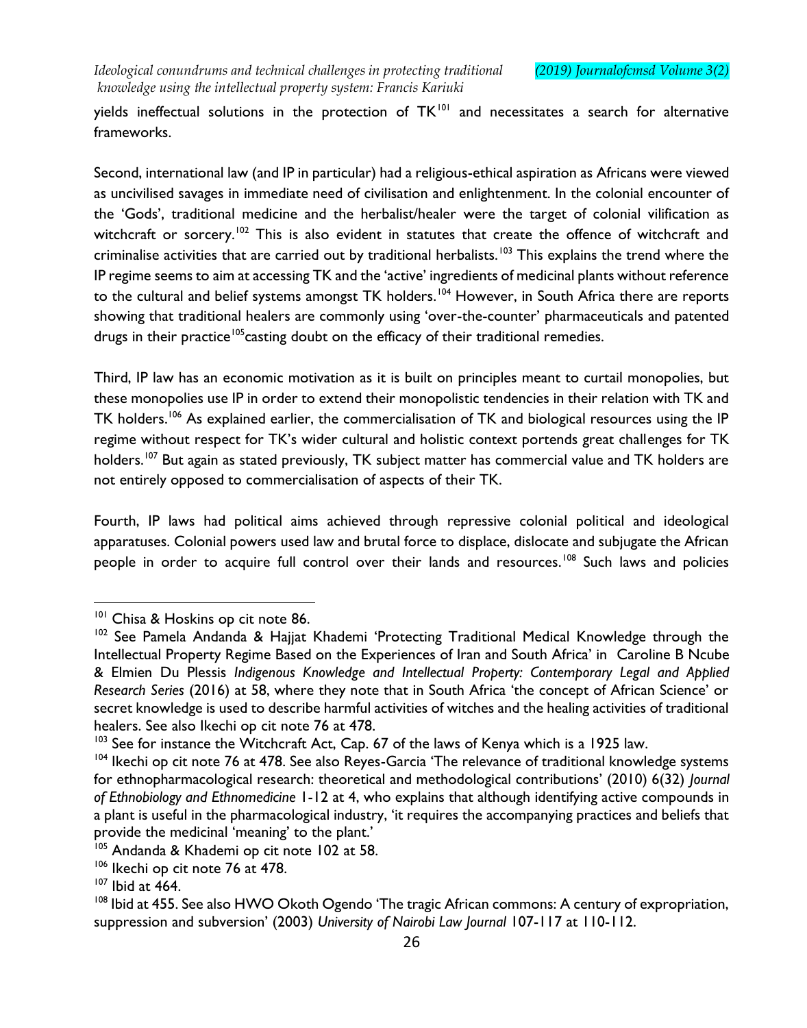yields ineffectual solutions in the protection of TK[101] and necessitates a search for alternative frameworks.

Second, international law (and IP in particular) had a religious-ethical aspiration as Africans were viewed as uncivilised savages in immediate need of civilisation and enlightenment. In the colonial encounter of the 'Gods', traditional medicine and the herbalist/healer were the target of colonial vilification as witchcraft or sorcery.[102] This is also evident in statutes that create the offence of witchcraft and criminalise activities that are carried out by traditional herbalists.[103] This explains the trend where the IP regime seems to aim at accessing TK and the 'active' ingredients of medicinal plants without reference to the cultural and belief systems amongst TK holders.[104] However, in South Africa there are reports showing that traditional healers are commonly using 'over-the-counter' pharmaceuticals and patented drugs in their practice[105]casting doubt on the efficacy of their traditional remedies.

Third, IP law has an economic motivation as it is built on principles meant to curtail monopolies, but these monopolies use IP in order to extend their monopolistic tendencies in their relation with TK and TK holders.[106] As explained earlier, the commercialisation of TK and biological resources using the IP regime without respect for TK's wider cultural and holistic context portends great challenges for TK holders.[107] But again as stated previously, TK subject matter has commercial value and TK holders are not entirely opposed to commercialisation of aspects of their TK.

Fourth, IP laws had political aims achieved through repressive colonial political and ideological apparatuses. Colonial powers used law and brutal force to displace, dislocate and subjugate the African people in order to acquire full control over their lands and resources.[108] Such laws and policies

---

[101] Chisa & Hoskins op cit note 86.

[102] See Pamela Andanda & Hajjat Khademi 'Protecting Traditional Medical Knowledge through the Intellectual Property Regime Based on the Experiences of Iran and South Africa' in Caroline B Ncube & Elmien Du Plessis *Indigenous Knowledge and Intellectual Property: Contemporary Legal and Applied Research Series* (2016) at 58, where they note that in South Africa 'the concept of African Science' or secret knowledge is used to describe harmful activities of witches and the healing activities of traditional healers. See also Ikechi op cit note 76 at 478.

[103] See for instance the Witchcraft Act, Cap. 67 of the laws of Kenya which is a 1925 law.

[104] Ikechi op cit note 76 at 478. See also Reyes-Garcia 'The relevance of traditional knowledge systems for ethnopharmacological research: theoretical and methodological contributions' (2010) 6(32) *Journal of Ethnobiology and Ethnomedicine* 1-12 at 4, who explains that although identifying active compounds in a plant is useful in the pharmacological industry, 'it requires the accompanying practices and beliefs that provide the medicinal 'meaning' to the plant.'

[105] Andanda & Khademi op cit note 102 at 58.

[106] Ikechi op cit note 76 at 478.

[107] Ibid at 464.

[108] Ibid at 455. See also HWO Okoth Ogendo 'The tragic African commons: A century of expropriation, suppression and subversion' (2003) *University of Nairobi Law Journal* 107-117 at 110-112.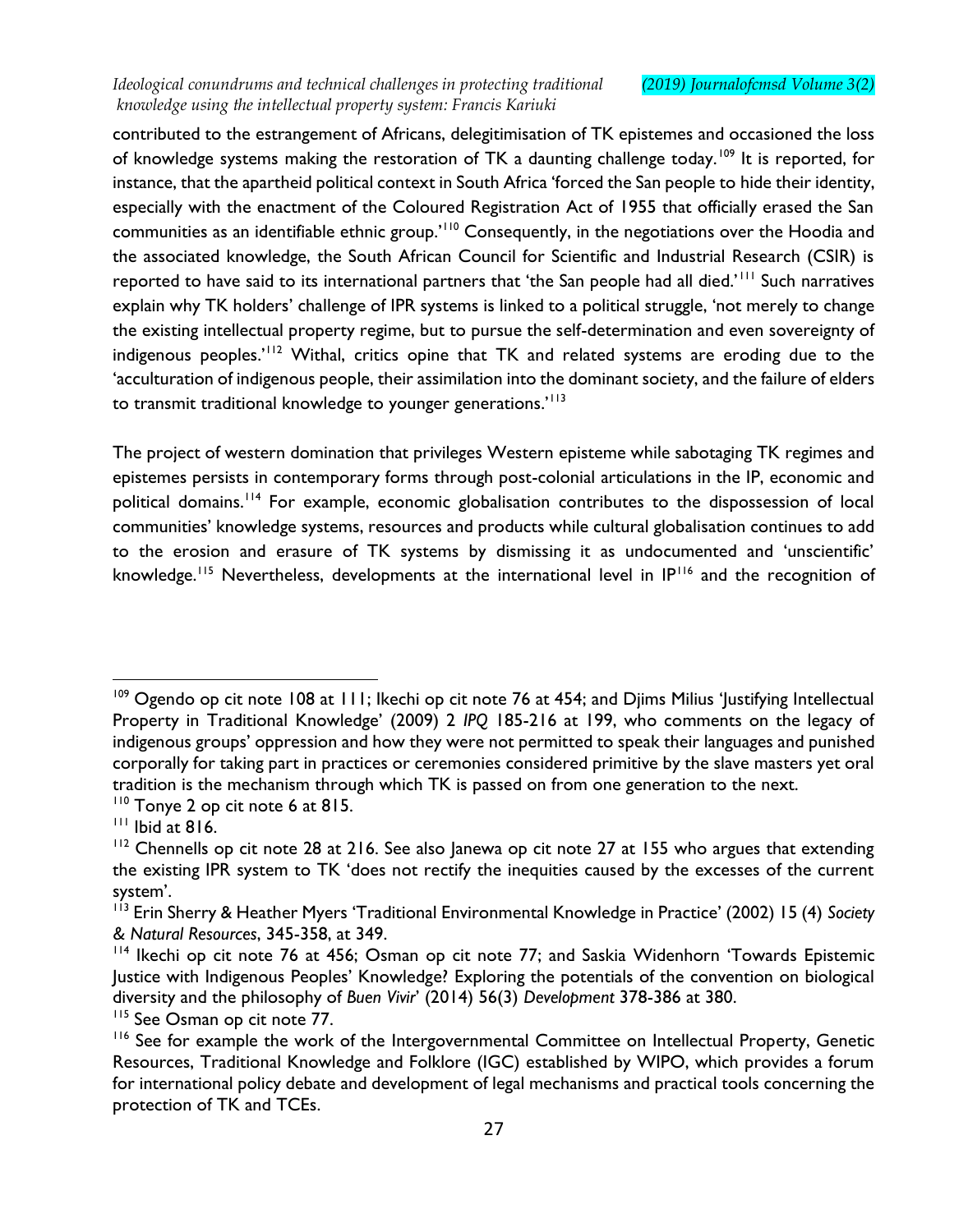contributed to the estrangement of Africans, delegitimisation of TK epistemes and occasioned the loss of knowledge systems making the restoration of TK a daunting challenge today.[109] It is reported, for instance, that the apartheid political context in South Africa 'forced the San people to hide their identity, especially with the enactment of the Coloured Registration Act of 1955 that officially erased the San communities as an identifiable ethnic group.'[110] Consequently, in the negotiations over the Hoodia and the associated knowledge, the South African Council for Scientific and Industrial Research (CSIR) is reported to have said to its international partners that 'the San people had all died.'[111] Such narratives explain why TK holders' challenge of IPR systems is linked to a political struggle, 'not merely to change the existing intellectual property regime, but to pursue the self-determination and even sovereignty of indigenous peoples.'[112] Withal, critics opine that TK and related systems are eroding due to the 'acculturation of indigenous people, their assimilation into the dominant society, and the failure of elders to transmit traditional knowledge to younger generations.'[113]

The project of western domination that privileges Western episteme while sabotaging TK regimes and epistemes persists in contemporary forms through post-colonial articulations in the IP, economic and political domains.[114] For example, economic globalisation contributes to the dispossession of local communities' knowledge systems, resources and products while cultural globalisation continues to add to the erosion and erasure of TK systems by dismissing it as undocumented and 'unscientific' knowledge.[115] Nevertheless, developments at the international level in IP[116] and the recognition of

---

[109] Ogendo op cit note 108 at 111; Ikechi op cit note 76 at 454; and Djims Milius 'Justifying Intellectual Property in Traditional Knowledge' (2009) 2 *IPQ* 185-216 at 199, who comments on the legacy of indigenous groups' oppression and how they were not permitted to speak their languages and punished corporally for taking part in practices or ceremonies considered primitive by the slave masters yet oral tradition is the mechanism through which TK is passed on from one generation to the next.

[110] Tonye 2 op cit note 6 at 815.

[111] Ibid at 816.

[112] Chennells op cit note 28 at 216. See also Janewa op cit note 27 at 155 who argues that extending the existing IPR system to TK 'does not rectify the inequities caused by the excesses of the current system'.

[113] Erin Sherry & Heather Myers 'Traditional Environmental Knowledge in Practice' (2002) 15 (4) *Society & Natural Resources*, 345-358, at 349.

[114] Ikechi op cit note 76 at 456; Osman op cit note 77; and Saskia Widenhorn 'Towards Epistemic Justice with Indigenous Peoples' Knowledge? Exploring the potentials of the convention on biological diversity and the philosophy of *Buen Vivir*' (2014) 56(3) *Development* 378-386 at 380.

[115] See Osman op cit note 77.

[116] See for example the work of the Intergovernmental Committee on Intellectual Property, Genetic Resources, Traditional Knowledge and Folklore (IGC) established by WIPO, which provides a forum for international policy debate and development of legal mechanisms and practical tools concerning the protection of TK and TCEs.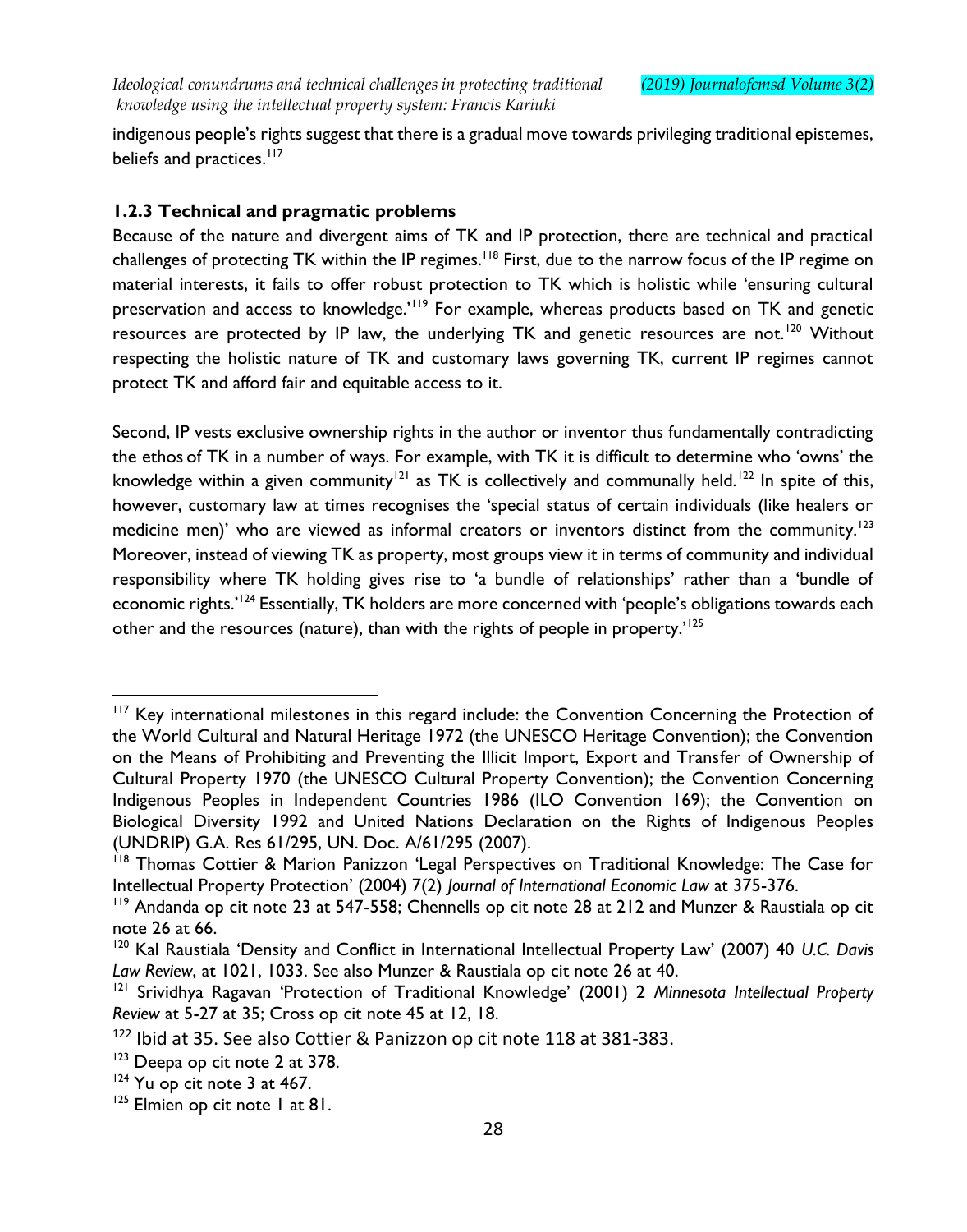indigenous people's rights suggest that there is a gradual move towards privileging traditional epistemes, beliefs and practices.[117]

### 1.2.3 Technical and pragmatic problems

Because of the nature and divergent aims of TK and IP protection, there are technical and practical challenges of protecting TK within the IP regimes.[118] First, due to the narrow focus of the IP regime on material interests, it fails to offer robust protection to TK which is holistic while 'ensuring cultural preservation and access to knowledge.'[119] For example, whereas products based on TK and genetic resources are protected by IP law, the underlying TK and genetic resources are not.[120] Without respecting the holistic nature of TK and customary laws governing TK, current IP regimes cannot protect TK and afford fair and equitable access to it.

Second, IP vests exclusive ownership rights in the author or inventor thus fundamentally contradicting the ethos of TK in a number of ways. For example, with TK it is difficult to determine who 'owns' the knowledge within a given community[121] as TK is collectively and communally held.[122] In spite of this, however, customary law at times recognises the 'special status of certain individuals (like healers or medicine men)' who are viewed as informal creators or inventors distinct from the community.[123] Moreover, instead of viewing TK as property, most groups view it in terms of community and individual responsibility where TK holding gives rise to 'a bundle of relationships' rather than a 'bundle of economic rights.'[124] Essentially, TK holders are more concerned with 'people's obligations towards each other and the resources (nature), than with the rights of people in property.'[125]

---

[117] Key international milestones in this regard include: the Convention Concerning the Protection of the World Cultural and Natural Heritage 1972 (the UNESCO Heritage Convention); the Convention on the Means of Prohibiting and Preventing the Illicit Import, Export and Transfer of Ownership of Cultural Property 1970 (the UNESCO Cultural Property Convention); the Convention Concerning Indigenous Peoples in Independent Countries 1986 (ILO Convention 169); the Convention on Biological Diversity 1992 and United Nations Declaration on the Rights of Indigenous Peoples (UNDRIP) G.A. Res 61/295, UN. Doc. A/61/295 (2007).

[118] Thomas Cottier & Marion Panizzon 'Legal Perspectives on Traditional Knowledge: The Case for Intellectual Property Protection' (2004) 7(2) *Journal of International Economic Law* at 375-376.

[119] Andanda op cit note 23 at 547-558; Chennells op cit note 28 at 212 and Munzer & Raustiala op cit note 26 at 66.

[120] Kal Raustiala 'Density and Conflict in International Intellectual Property Law' (2007) 40 *U.C. Davis Law Review*, at 1021, 1033. See also Munzer & Raustiala op cit note 26 at 40.

[121] Srividhya Ragavan 'Protection of Traditional Knowledge' (2001) 2 *Minnesota Intellectual Property Review* at 5-27 at 35; Cross op cit note 45 at 12, 18.

[122] Ibid at 35. See also Cottier & Panizzon op cit note 118 at 381-383.

[123] Deepa op cit note 2 at 378.

[124] Yu op cit note 3 at 467.

[125] Elmien op cit note 1 at 81.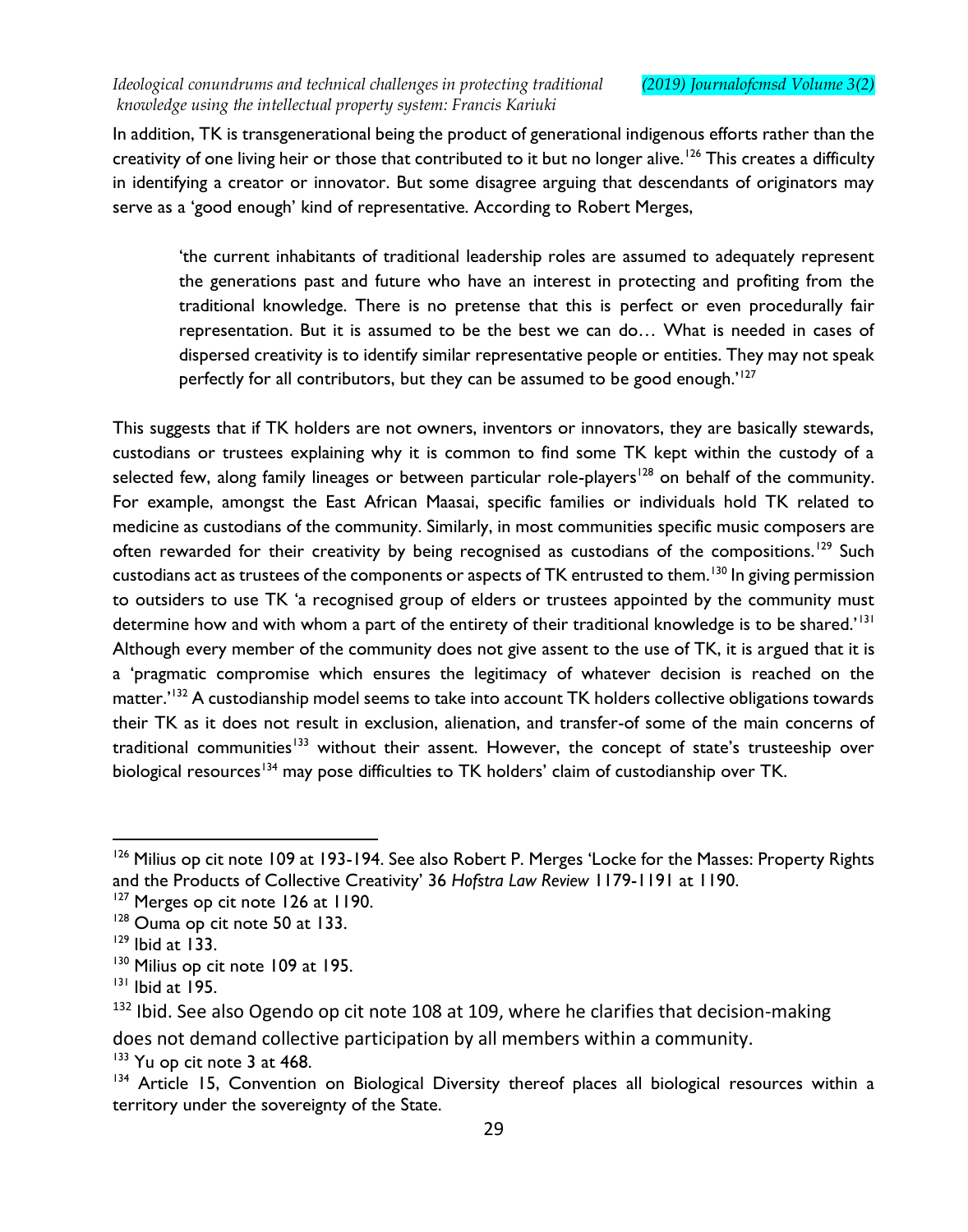In addition, TK is transgenerational being the product of generational indigenous efforts rather than the creativity of one living heir or those that contributed to it but no longer alive.[126] This creates a difficulty in identifying a creator or innovator. But some disagree arguing that descendants of originators may serve as a 'good enough' kind of representative. According to Robert Merges,

> 'the current inhabitants of traditional leadership roles are assumed to adequately represent the generations past and future who have an interest in protecting and profiting from the traditional knowledge. There is no pretense that this is perfect or even procedurally fair representation. But it is assumed to be the best we can do… What is needed in cases of dispersed creativity is to identify similar representative people or entities. They may not speak perfectly for all contributors, but they can be assumed to be good enough.'[127]

This suggests that if TK holders are not owners, inventors or innovators, they are basically stewards, custodians or trustees explaining why it is common to find some TK kept within the custody of a selected few, along family lineages or between particular role-players[128] on behalf of the community. For example, amongst the East African Maasai, specific families or individuals hold TK related to medicine as custodians of the community. Similarly, in most communities specific music composers are often rewarded for their creativity by being recognised as custodians of the compositions.[129] Such custodians act as trustees of the components or aspects of TK entrusted to them.[130] In giving permission to outsiders to use TK 'a recognised group of elders or trustees appointed by the community must determine how and with whom a part of the entirety of their traditional knowledge is to be shared.'[131] Although every member of the community does not give assent to the use of TK, it is argued that it is a 'pragmatic compromise which ensures the legitimacy of whatever decision is reached on the matter.'[132] A custodianship model seems to take into account TK holders collective obligations towards their TK as it does not result in exclusion, alienation, and transfer-of some of the main concerns of traditional communities[133] without their assent. However, the concept of state's trusteeship over biological resources[134] may pose difficulties to TK holders' claim of custodianship over TK.

---

[126] Milius op cit note 109 at 193-194. See also Robert P. Merges 'Locke for the Masses: Property Rights and the Products of Collective Creativity' 36 *Hofstra Law Review* 1179-1191 at 1190.

[127] Merges op cit note 126 at 1190.

[128] Ouma op cit note 50 at 133.

[129] Ibid at 133.

[130] Milius op cit note 109 at 195.

[131] Ibid at 195.

[132] Ibid. See also Ogendo op cit note 108 at 109, where he clarifies that decision-making does not demand collective participation by all members within a community.

[133] Yu op cit note 3 at 468.

[134] Article 15, Convention on Biological Diversity thereof places all biological resources within a territory under the sovereignty of the State.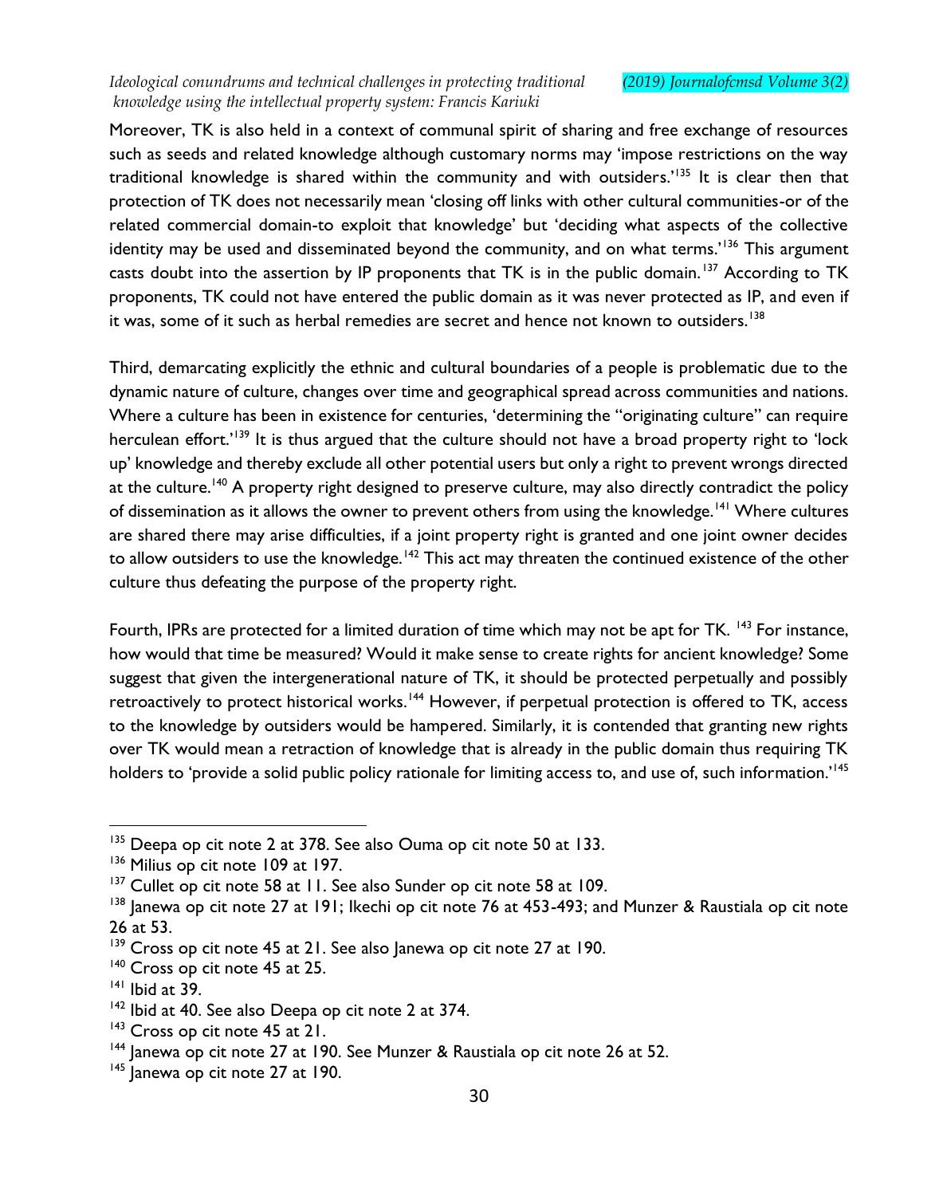Moreover, TK is also held in a context of communal spirit of sharing and free exchange of resources such as seeds and related knowledge although customary norms may 'impose restrictions on the way traditional knowledge is shared within the community and with outsiders.'[135] It is clear then that protection of TK does not necessarily mean 'closing off links with other cultural communities-or of the related commercial domain-to exploit that knowledge' but 'deciding what aspects of the collective identity may be used and disseminated beyond the community, and on what terms.'[136] This argument casts doubt into the assertion by IP proponents that TK is in the public domain.[137] According to TK proponents, TK could not have entered the public domain as it was never protected as IP, and even if it was, some of it such as herbal remedies are secret and hence not known to outsiders.[138]

Third, demarcating explicitly the ethnic and cultural boundaries of a people is problematic due to the dynamic nature of culture, changes over time and geographical spread across communities and nations. Where a culture has been in existence for centuries, 'determining the "originating culture" can require herculean effort.'[139] It is thus argued that the culture should not have a broad property right to 'lock up' knowledge and thereby exclude all other potential users but only a right to prevent wrongs directed at the culture.[140] A property right designed to preserve culture, may also directly contradict the policy of dissemination as it allows the owner to prevent others from using the knowledge.[141] Where cultures are shared there may arise difficulties, if a joint property right is granted and one joint owner decides to allow outsiders to use the knowledge.[142] This act may threaten the continued existence of the other culture thus defeating the purpose of the property right.

Fourth, IPRs are protected for a limited duration of time which may not be apt for TK. [143] For instance, how would that time be measured? Would it make sense to create rights for ancient knowledge? Some suggest that given the intergenerational nature of TK, it should be protected perpetually and possibly retroactively to protect historical works.[144] However, if perpetual protection is offered to TK, access to the knowledge by outsiders would be hampered. Similarly, it is contended that granting new rights over TK would mean a retraction of knowledge that is already in the public domain thus requiring TK holders to 'provide a solid public policy rationale for limiting access to, and use of, such information.'[145]

---

[135] Deepa op cit note 2 at 378. See also Ouma op cit note 50 at 133.

[136] Milius op cit note 109 at 197.

[137] Cullet op cit note 58 at 11. See also Sunder op cit note 58 at 109.

[138] Janewa op cit note 27 at 191; Ikechi op cit note 76 at 453-493; and Munzer & Raustiala op cit note 26 at 53.

[139] Cross op cit note 45 at 21. See also Janewa op cit note 27 at 190.

[140] Cross op cit note 45 at 25.

[141] Ibid at 39.

[142] Ibid at 40. See also Deepa op cit note 2 at 374.

[143] Cross op cit note 45 at 21.

[144] Janewa op cit note 27 at 190. See Munzer & Raustiala op cit note 26 at 52.

[145] Janewa op cit note 27 at 190.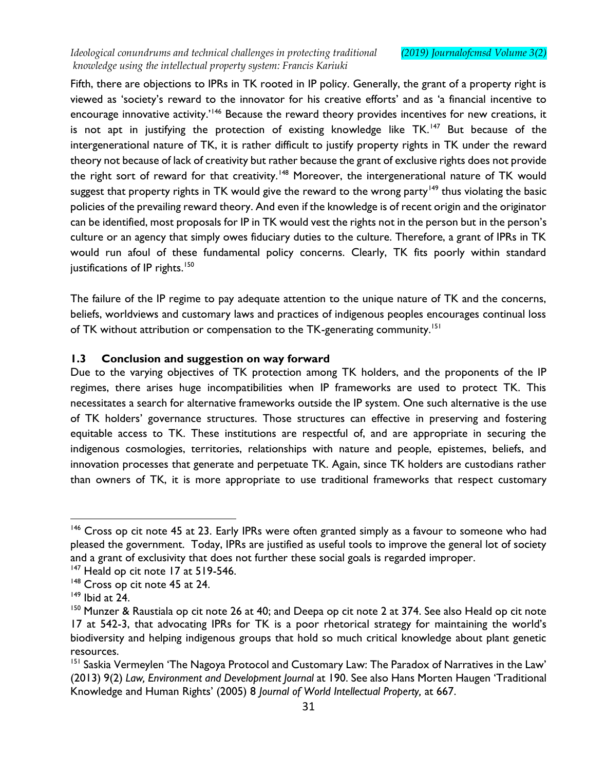Fifth, there are objections to IPRs in TK rooted in IP policy. Generally, the grant of a property right is viewed as 'society's reward to the innovator for his creative efforts' and as 'a financial incentive to encourage innovative activity.'[146] Because the reward theory provides incentives for new creations, it is not apt in justifying the protection of existing knowledge like TK.[147] But because of the intergenerational nature of TK, it is rather difficult to justify property rights in TK under the reward theory not because of lack of creativity but rather because the grant of exclusive rights does not provide the right sort of reward for that creativity.[148] Moreover, the intergenerational nature of TK would suggest that property rights in TK would give the reward to the wrong party[149] thus violating the basic policies of the prevailing reward theory. And even if the knowledge is of recent origin and the originator can be identified, most proposals for IP in TK would vest the rights not in the person but in the person's culture or an agency that simply owes fiduciary duties to the culture. Therefore, a grant of IPRs in TK would run afoul of these fundamental policy concerns. Clearly, TK fits poorly within standard justifications of IP rights.[150]

The failure of the IP regime to pay adequate attention to the unique nature of TK and the concerns, beliefs, worldviews and customary laws and practices of indigenous peoples encourages continual loss of TK without attribution or compensation to the TK-generating community.[151]

## 1.3 Conclusion and suggestion on way forward

Due to the varying objectives of TK protection among TK holders, and the proponents of the IP regimes, there arises huge incompatibilities when IP frameworks are used to protect TK. This necessitates a search for alternative frameworks outside the IP system. One such alternative is the use of TK holders' governance structures. Those structures can effective in preserving and fostering equitable access to TK. These institutions are respectful of, and are appropriate in securing the indigenous cosmologies, territories, relationships with nature and people, epistemes, beliefs, and innovation processes that generate and perpetuate TK. Again, since TK holders are custodians rather than owners of TK, it is more appropriate to use traditional frameworks that respect customary

---

[146] Cross op cit note 45 at 23. Early IPRs were often granted simply as a favour to someone who had pleased the government. Today, IPRs are justified as useful tools to improve the general lot of society and a grant of exclusivity that does not further these social goals is regarded improper.

[147] Heald op cit note 17 at 519-546.

[148] Cross op cit note 45 at 24.

[149] Ibid at 24.

[150] Munzer & Raustiala op cit note 26 at 40; and Deepa op cit note 2 at 374. See also Heald op cit note 17 at 542-3, that advocating IPRs for TK is a poor rhetorical strategy for maintaining the world's biodiversity and helping indigenous groups that hold so much critical knowledge about plant genetic resources.

[151] Saskia Vermeylen 'The Nagoya Protocol and Customary Law: The Paradox of Narratives in the Law' (2013) 9(2) *Law, Environment and Development Journal* at 190. See also Hans Morten Haugen 'Traditional Knowledge and Human Rights' (2005) 8 *Journal of World Intellectual Property,* at 667.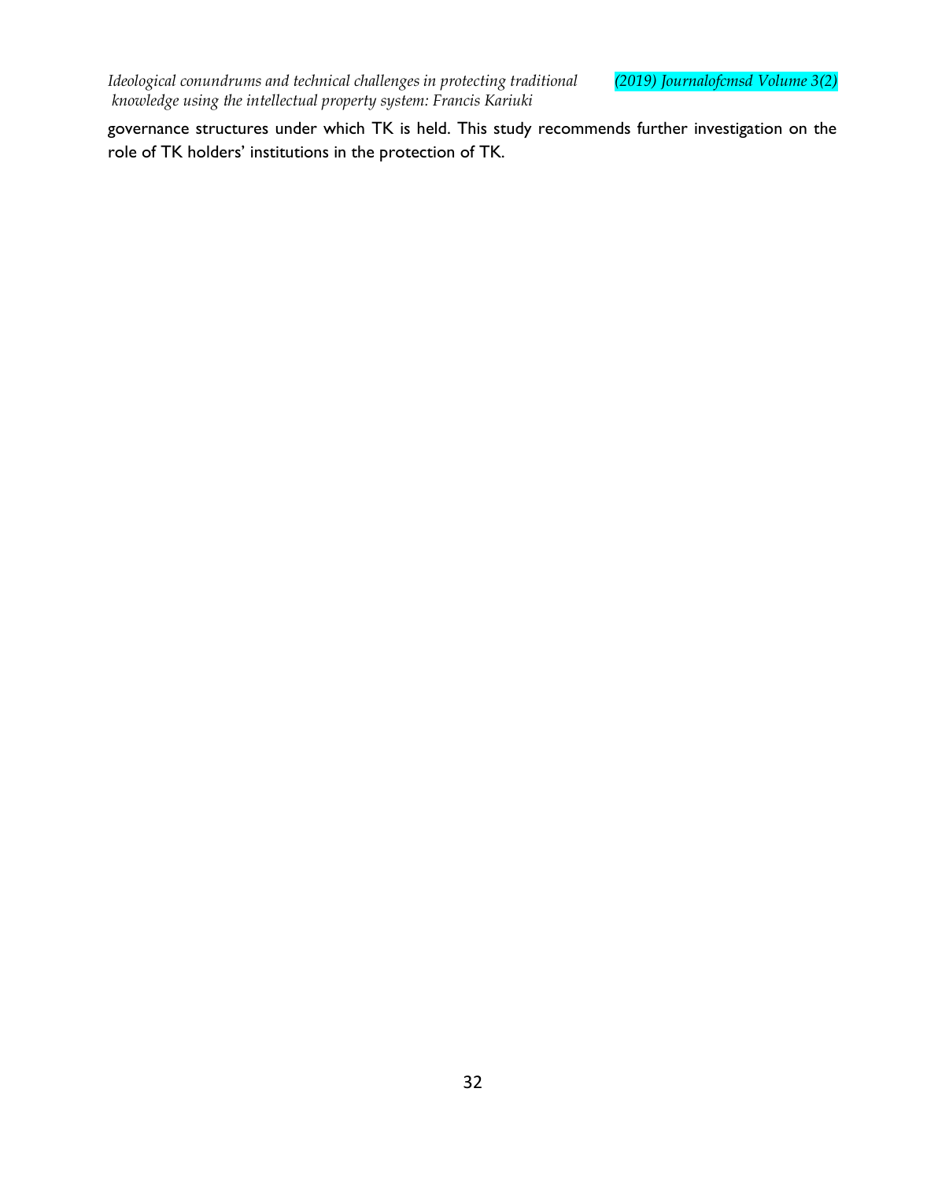governance structures under which TK is held. This study recommends further investigation on the role of TK holders' institutions in the protection of TK.